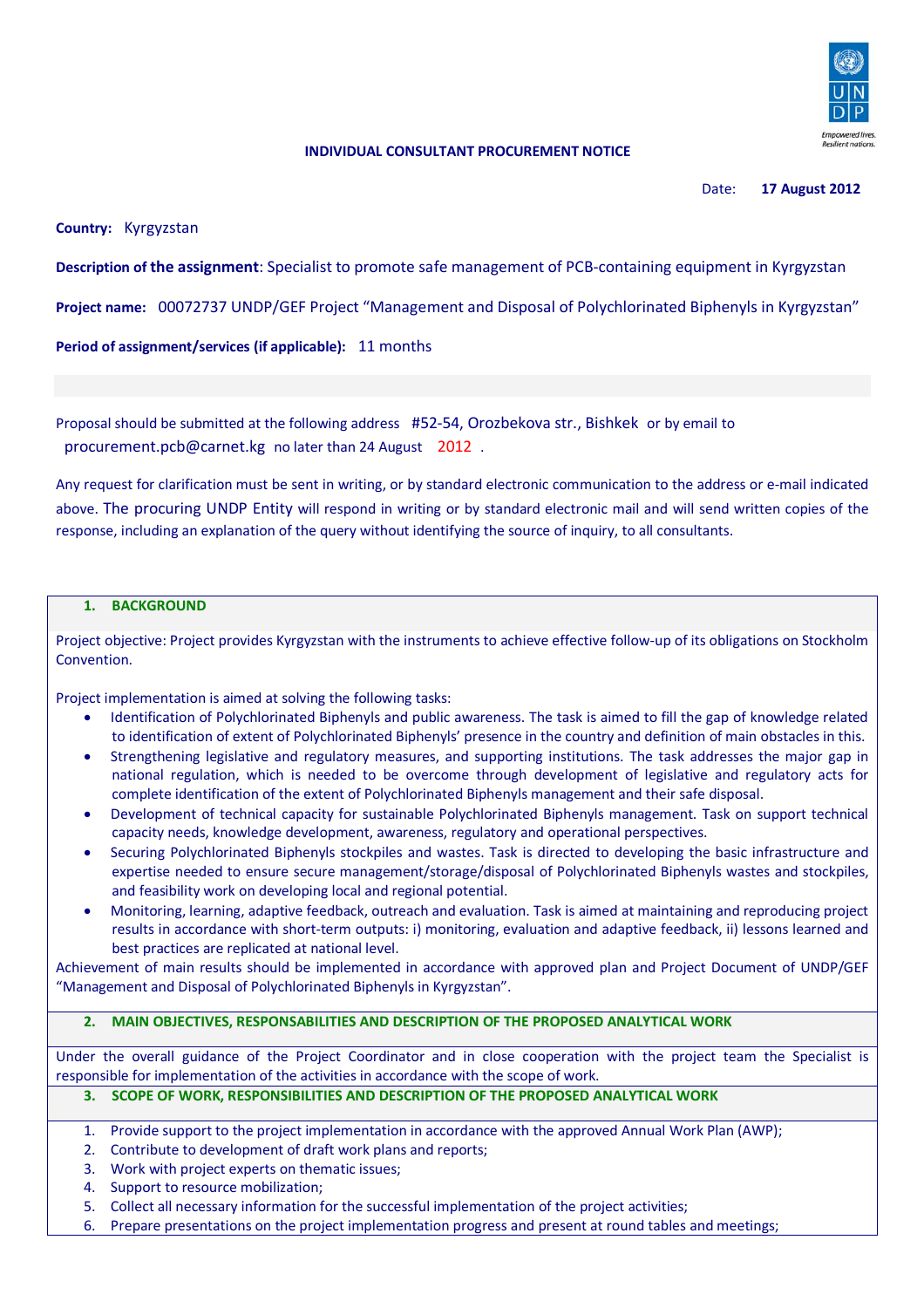**INDIVIDUAL CONSULTANT PROCUREMENT NOTICE**

Date: **17 August 2012**

**Country:** Kyrgyzstan

**Description of the assignment**: Specialist to promote safe management of PCB-containing equipment in Kyrgyzstan

**Project name:** 00072737 UNDP/GEF Project "Management and Disposal of Polychlorinated Biphenyls in Kyrgyzstan"

**Period of assignment/services (if applicable):** 11 months

Proposal should be submitted at the following address #52-54, Orozbekova str., Bishkek or by email to procurement.pcb@carnet.kg no later than 24 August 2012 .

Any request for clarification must be sent in writing, or by standard electronic communication to the address or e-mail indicated above. The procuring UNDP Entity will respond in writing or by standard electronic mail and will send written copies of the response, including an explanation of the query without identifying the source of inquiry, to all consultants.

## 1. BACKGROUND

Project objective: Project provides Kyrgyzstan with the instruments to achieve effective follow-up of its obligations on Stockholm Convention.

Project implementation is aimed at solving the following tasks:

- Identification of Polychlorinated Biphenyls and public awareness. The task is aimed to fill the gap of knowledge related to identification of extent of Polychlorinated Biphenyls' presence in the country and definition of main obstacles in this.
- Strengthening legislative and regulatory measures, and supporting institutions. The task addresses the major gap in national regulation, which is needed to be overcome through development of legislative and regulatory acts for complete identification of the extent of Polychlorinated Biphenyls management and their safe disposal.
- Development of technical capacity for sustainable Polychlorinated Biphenyls management. Task on support technical capacity needs, knowledge development, awareness, regulatory and operational perspectives.
- Securing Polychlorinated Biphenyls stockpiles and wastes. Task is directed to developing the basic infrastructure and expertise needed to ensure secure management/storage/disposal of Polychlorinated Biphenyls wastes and stockpiles, and feasibility work on developing local and regional potential.
- Monitoring, learning, adaptive feedback, outreach and evaluation. Task is aimed at maintaining and reproducing project results in accordance with short-term outputs: i) monitoring, evaluation and adaptive feedback, ii) lessons learned and best practices are replicated at national level.

Achievement of main results should be implemented in accordance with approved plan and Project Document of UNDP/GEF "Management and Disposal of Polychlorinated Biphenyls in Kyrgyzstan".

## 2. MAIN OBJECTIVES, RESPONSABILITIES AND DESCRIPTION OF THE PROPOSED ANALYTICAL WORK

Under the overall guidance of the Project Coordinator and in close cooperation with the project team the Specialist is responsible for implementation of the activities in accordance with the scope of work.

## 3. SCOPE OF WORK, RESPONSIBILITIES AND DESCRIPTION OF THE PROPOSED ANALYTICAL WORK

1. Provide support to the project implementation in accordance with the approved Annual Work Plan (AWP);
2. Contribute to development of draft work plans and reports;
3. Work with project experts on thematic issues;
4. Support to resource mobilization;
5. Collect all necessary information for the successful implementation of the project activities;
6. Prepare presentations on the project implementation progress and present at round tables and meetings;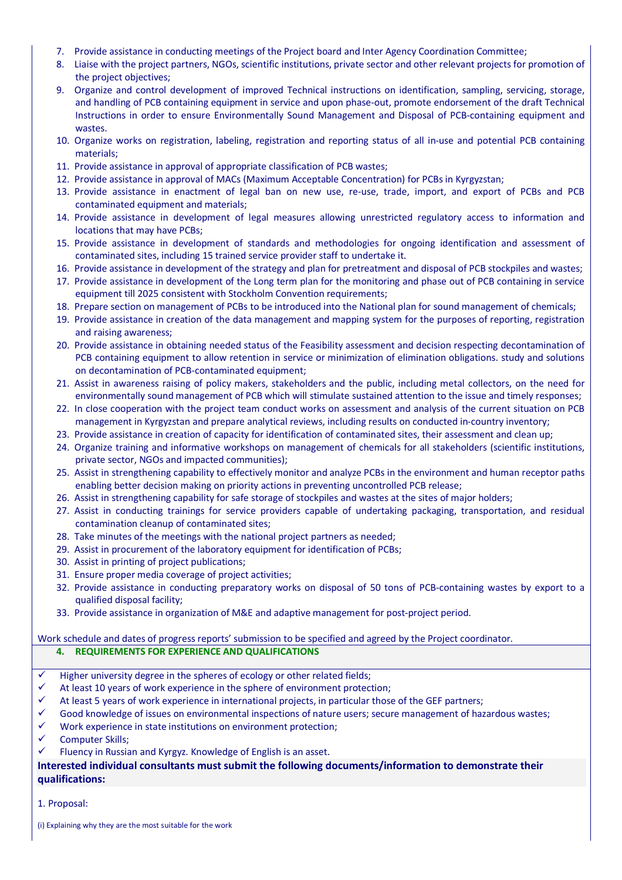7. Provide assistance in conducting meetings of the Project board and Inter Agency Coordination Committee;
8. Liaise with the project partners, NGOs, scientific institutions, private sector and other relevant projects for promotion of the project objectives;
9. Organize and control development of improved Technical instructions on identification, sampling, servicing, storage, and handling of PCB containing equipment in service and upon phase-out, promote endorsement of the draft Technical Instructions in order to ensure Environmentally Sound Management and Disposal of PCB-containing equipment and wastes.
10. Organize works on registration, labeling, registration and reporting status of all in-use and potential PCB containing materials;
11. Provide assistance in approval of appropriate classification of PCB wastes;
12. Provide assistance in approval of MACs (Maximum Acceptable Concentration) for PCBs in Kyrgyzstan;
13. Provide assistance in enactment of legal ban on new use, re-use, trade, import, and export of PCBs and PCB contaminated equipment and materials;
14. Provide assistance in development of legal measures allowing unrestricted regulatory access to information and locations that may have PCBs;
15. Provide assistance in development of standards and methodologies for ongoing identification and assessment of contaminated sites, including 15 trained service provider staff to undertake it.
16. Provide assistance in development of the strategy and plan for pretreatment and disposal of PCB stockpiles and wastes;
17. Provide assistance in development of the Long term plan for the monitoring and phase out of PCB containing in service equipment till 2025 consistent with Stockholm Convention requirements;
18. Prepare section on management of PCBs to be introduced into the National plan for sound management of chemicals;
19. Provide assistance in creation of the data management and mapping system for the purposes of reporting, registration and raising awareness;
20. Provide assistance in obtaining needed status of the Feasibility assessment and decision respecting decontamination of PCB containing equipment to allow retention in service or minimization of elimination obligations. study and solutions on decontamination of PCB-contaminated equipment;
21. Assist in awareness raising of policy makers, stakeholders and the public, including metal collectors, on the need for environmentally sound management of PCB which will stimulate sustained attention to the issue and timely responses;
22. In close cooperation with the project team conduct works on assessment and analysis of the current situation on PCB management in Kyrgyzstan and prepare analytical reviews, including results on conducted in-country inventory;
23. Provide assistance in creation of capacity for identification of contaminated sites, their assessment and clean up;
24. Organize training and informative workshops on management of chemicals for all stakeholders (scientific institutions, private sector, NGOs and impacted communities);
25. Assist in strengthening capability to effectively monitor and analyze PCBs in the environment and human receptor paths enabling better decision making on priority actions in preventing uncontrolled PCB release;
26. Assist in strengthening capability for safe storage of stockpiles and wastes at the sites of major holders;
27. Assist in conducting trainings for service providers capable of undertaking packaging, transportation, and residual contamination cleanup of contaminated sites;
28. Take minutes of the meetings with the national project partners as needed;
29. Assist in procurement of the laboratory equipment for identification of PCBs;
30. Assist in printing of project publications;
31. Ensure proper media coverage of project activities;
32. Provide assistance in conducting preparatory works on disposal of 50 tons of PCB-containing wastes by export to a qualified disposal facility;
33. Provide assistance in organization of M&E and adaptive management for post-project period.

Work schedule and dates of progress reports' submission to be specified and agreed by the Project coordinator.

## 4. REQUIREMENTS FOR EXPERIENCE AND QUALIFICATIONS

- ✓ Higher university degree in the spheres of ecology or other related fields;
- ✓ At least 10 years of work experience in the sphere of environment protection;
- ✓ At least 5 years of work experience in international projects, in particular those of the GEF partners;
- ✓ Good knowledge of issues on environmental inspections of nature users; secure management of hazardous wastes;
- ✓ Work experience in state institutions on environment protection;
- ✓ Computer Skills;
- ✓ Fluency in Russian and Kyrgyz. Knowledge of English is an asset.

**Interested individual consultants must submit the following documents/information to demonstrate their qualifications:**

1. Proposal:

(i) Explaining why they are the most suitable for the work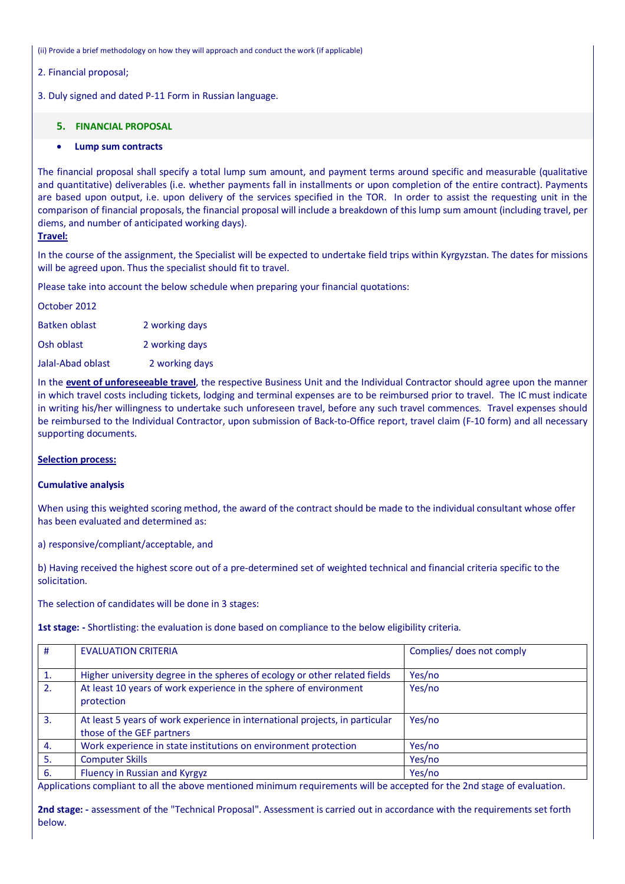(ii) Provide a brief methodology on how they will approach and conduct the work (if applicable)

2. Financial proposal;

3. Duly signed and dated P-11 Form in Russian language.

### 5. FINANCIAL PROPOSAL

- **Lump sum contracts**

The financial proposal shall specify a total lump sum amount, and payment terms around specific and measurable (qualitative and quantitative) deliverables (i.e. whether payments fall in installments or upon completion of the entire contract). Payments are based upon output, i.e. upon delivery of the services specified in the TOR. In order to assist the requesting unit in the comparison of financial proposals, the financial proposal will include a breakdown of this lump sum amount (including travel, per diems, and number of anticipated working days).

**Travel:**

In the course of the assignment, the Specialist will be expected to undertake field trips within Kyrgyzstan. The dates for missions will be agreed upon. Thus the specialist should fit to travel.

Please take into account the below schedule when preparing your financial quotations:

October 2012

Batken oblast 2 working days

Osh oblast 2 working days

Jalal-Abad oblast 2 working days

In the **event of unforeseeable travel**, the respective Business Unit and the Individual Contractor should agree upon the manner in which travel costs including tickets, lodging and terminal expenses are to be reimbursed prior to travel. The IC must indicate in writing his/her willingness to undertake such unforeseen travel, before any such travel commences. Travel expenses should be reimbursed to the Individual Contractor, upon submission of Back-to-Office report, travel claim (F-10 form) and all necessary supporting documents.

**Selection process:**

**Cumulative analysis**

When using this weighted scoring method, the award of the contract should be made to the individual consultant whose offer has been evaluated and determined as:

a) responsive/compliant/acceptable, and

b) Having received the highest score out of a pre-determined set of weighted technical and financial criteria specific to the solicitation.

The selection of candidates will be done in 3 stages:

**1st stage: -** Shortlisting: the evaluation is done based on compliance to the below eligibility criteria.

| # | EVALUATION CRITERIA | Complies/ does not comply |
|---|---|---|
| 1. | Higher university degree in the spheres of ecology or other related fields | Yes/no |
| 2. | At least 10 years of work experience in the sphere of environment protection | Yes/no |
| 3. | At least 5 years of work experience in international projects, in particular those of the GEF partners | Yes/no |
| 4. | Work experience in state institutions on environment protection | Yes/no |
| 5. | Computer Skills | Yes/no |
| 6. | Fluency in Russian and Kyrgyz | Yes/no |

Applications compliant to all the above mentioned minimum requirements will be accepted for the 2nd stage of evaluation.

**2nd stage: -** assessment of the "Technical Proposal". Assessment is carried out in accordance with the requirements set forth below.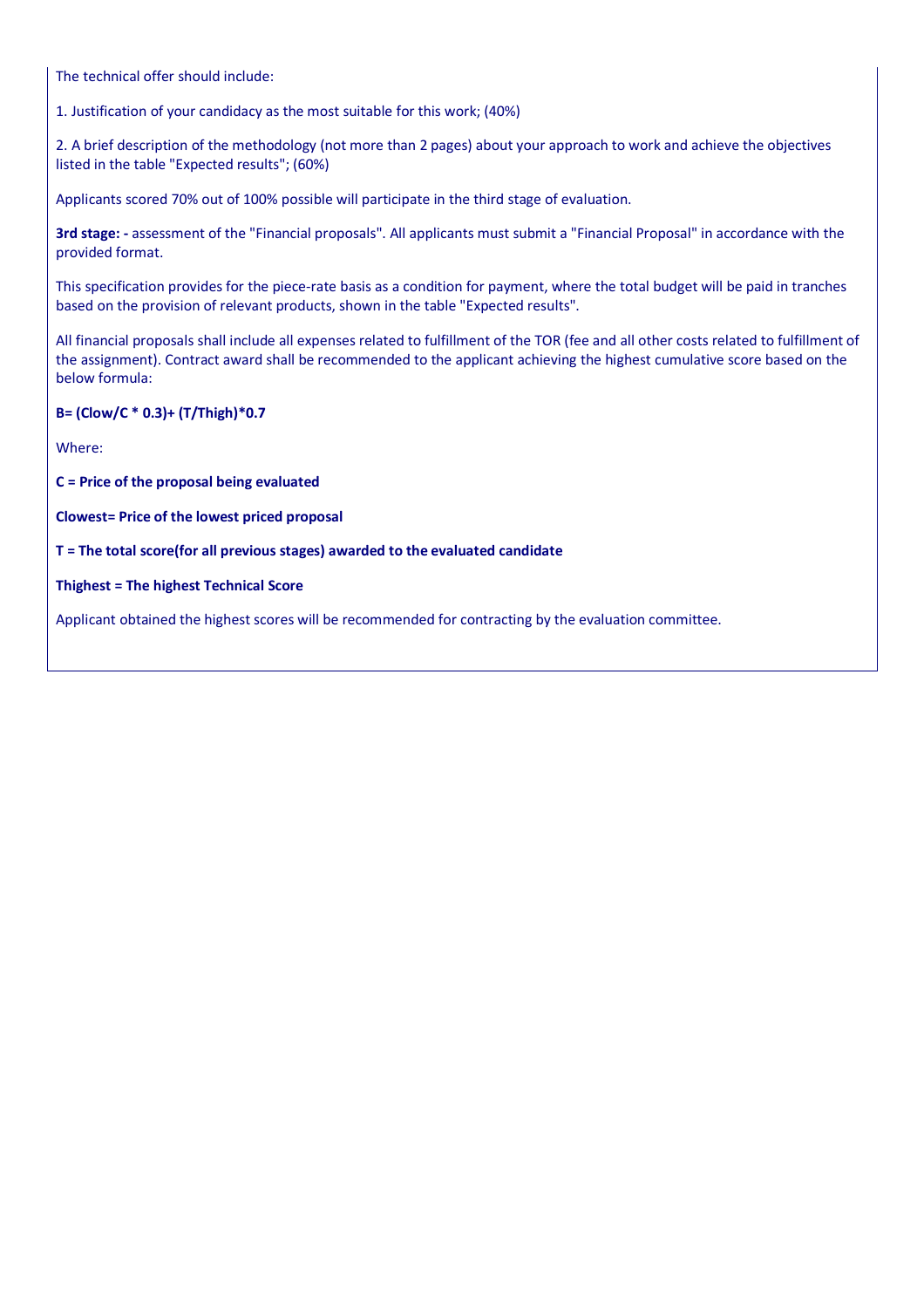The technical offer should include:

1. Justification of your candidacy as the most suitable for this work; (40%)

2. A brief description of the methodology (not more than 2 pages) about your approach to work and achieve the objectives listed in the table "Expected results"; (60%)

Applicants scored 70% out of 100% possible will participate in the third stage of evaluation.

**3rd stage: -** assessment of the "Financial proposals". All applicants must submit a "Financial Proposal" in accordance with the provided format.

This specification provides for the piece-rate basis as a condition for payment, where the total budget will be paid in tranches based on the provision of relevant products, shown in the table "Expected results".

All financial proposals shall include all expenses related to fulfillment of the TOR (fee and all other costs related to fulfillment of the assignment). Contract award shall be recommended to the applicant achieving the highest cumulative score based on the below formula:

**B= (Clow/C * 0.3)+ (T/Thigh)*0.7**

Where:

**C = Price of the proposal being evaluated**

**Clowest= Price of the lowest priced proposal**

**T = The total score(for all previous stages) awarded to the evaluated candidate**

**Thighest = The highest Technical Score**

Applicant obtained the highest scores will be recommended for contracting by the evaluation committee.